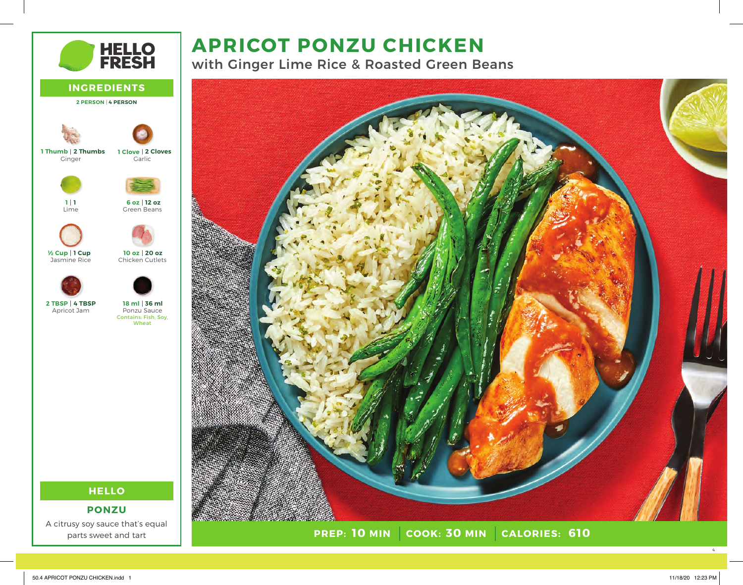# APRICOT PONZU CHICKEN

## with Ginger Lime Rice & Roasted Green Beans

**PREP: 10 MIN** | **COOK: 30 MIN** | **CALORIES: 610**

## INGREDIENTS

**2 PERSON | 4 PERSON**

- **1 Thumb | 2 Thumbs** Ginger
- **1 Clove | 2 Cloves** Garlic
- **1 | 1** Lime
- **6 oz | 12 oz** Green Beans
- **½ Cup | 1 Cup** Jasmine Rice
- **10 oz | 20 oz** Chicken Cutlets
- **2 TBSP | 4 TBSP** Apricot Jam
- **18 ml | 36 ml** Ponzu Sauce
  Contains: Fish, Soy, Wheat

## HELLO

### PONZU

A citrusy soy sauce that's equal parts sweet and tart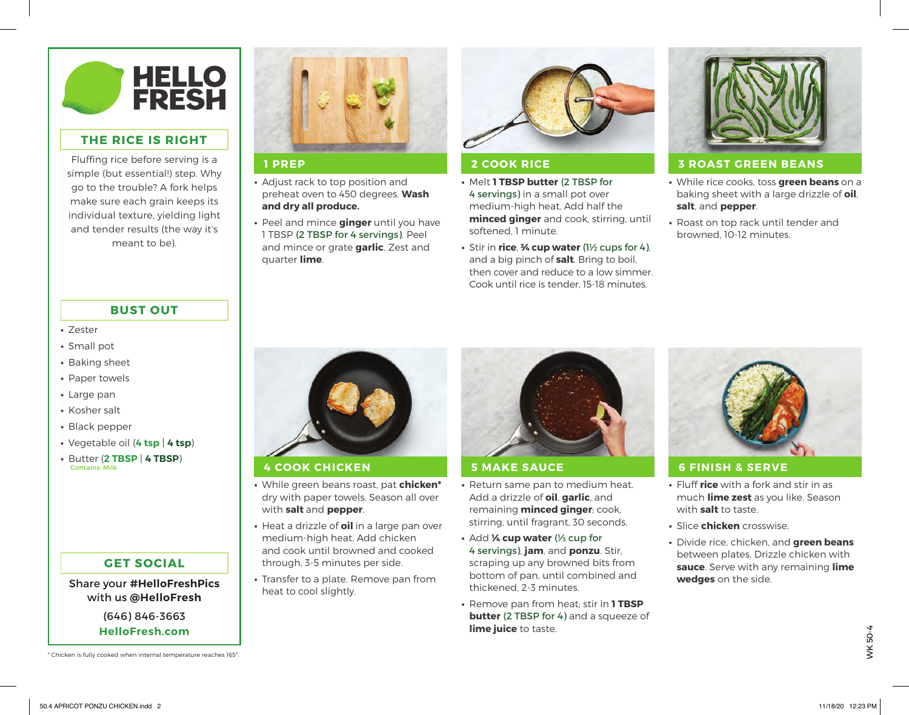# HELLO FRESH

## THE RICE IS RIGHT

Fluffing rice before serving is a simple (but essential!) step. Why go to the trouble? A fork helps make sure each grain keeps its individual texture, yielding light and tender results (the way it's meant to be).

## BUST OUT

- Zester
- Small pot
- Baking sheet
- Paper towels
- Large pan
- Kosher salt
- Black pepper
- Vegetable oil (**4 tsp** | **4 tsp**)
- Butter (**2 TBSP** | **4 TBSP**)
  Contains: Milk

## GET SOCIAL

Share your **#HelloFreshPics** with us **@HelloFresh**

(646) 846-3663

**HelloFresh.com**

## 1 PREP

- Adjust rack to top position and preheat oven to 450 degrees. **Wash and dry all produce.**
- Peel and mince **ginger** until you have 1 TBSP (2 TBSP for 4 servings). Peel and mince or grate **garlic**. Zest and quarter **lime**.

## 2 COOK RICE

- Melt **1 TBSP butter** (2 TBSP for 4 servings) in a small pot over medium-high heat. Add half the **minced ginger** and cook, stirring, until softened, 1 minute.
- Stir in **rice**, **¾ cup water** (1½ cups for 4), and a big pinch of **salt**. Bring to boil, then cover and reduce to a low simmer. Cook until rice is tender, 15-18 minutes.

## 3 ROAST GREEN BEANS

- While rice cooks, toss **green beans** on a baking sheet with a large drizzle of **oil**, **salt**, and **pepper**.
- Roast on top rack until tender and browned, 10-12 minutes.

## 4 COOK CHICKEN

- While green beans roast, pat **chicken*** dry with paper towels. Season all over with **salt** and **pepper**.
- Heat a drizzle of **oil** in a large pan over medium-high heat. Add chicken and cook until browned and cooked through, 3-5 minutes per side.
- Transfer to a plate. Remove pan from heat to cool slightly.

## 5 MAKE SAUCE

- Return same pan to medium heat. Add a drizzle of **oil**, **garlic**, and remaining **minced ginger**; cook, stirring, until fragrant, 30 seconds.
- Add **¼ cup water** (⅓ cup for 4 servings), **jam**, and **ponzu**. Stir, scraping up any browned bits from bottom of pan, until combined and thickened, 2-3 minutes.
- Remove pan from heat; stir in **1 TBSP butter** (2 TBSP for 4) and a squeeze of **lime juice** to taste.

## 6 FINISH & SERVE

- Fluff **rice** with a fork and stir in as much **lime zest** as you like. Season with **salt** to taste.
- Slice **chicken** crosswise.
- Divide rice, chicken, and **green beans** between plates. Drizzle chicken with **sauce**. Serve with any remaining **lime wedges** on the side.

\* Chicken is fully cooked when internal temperature reaches 165°.

WK 50-4